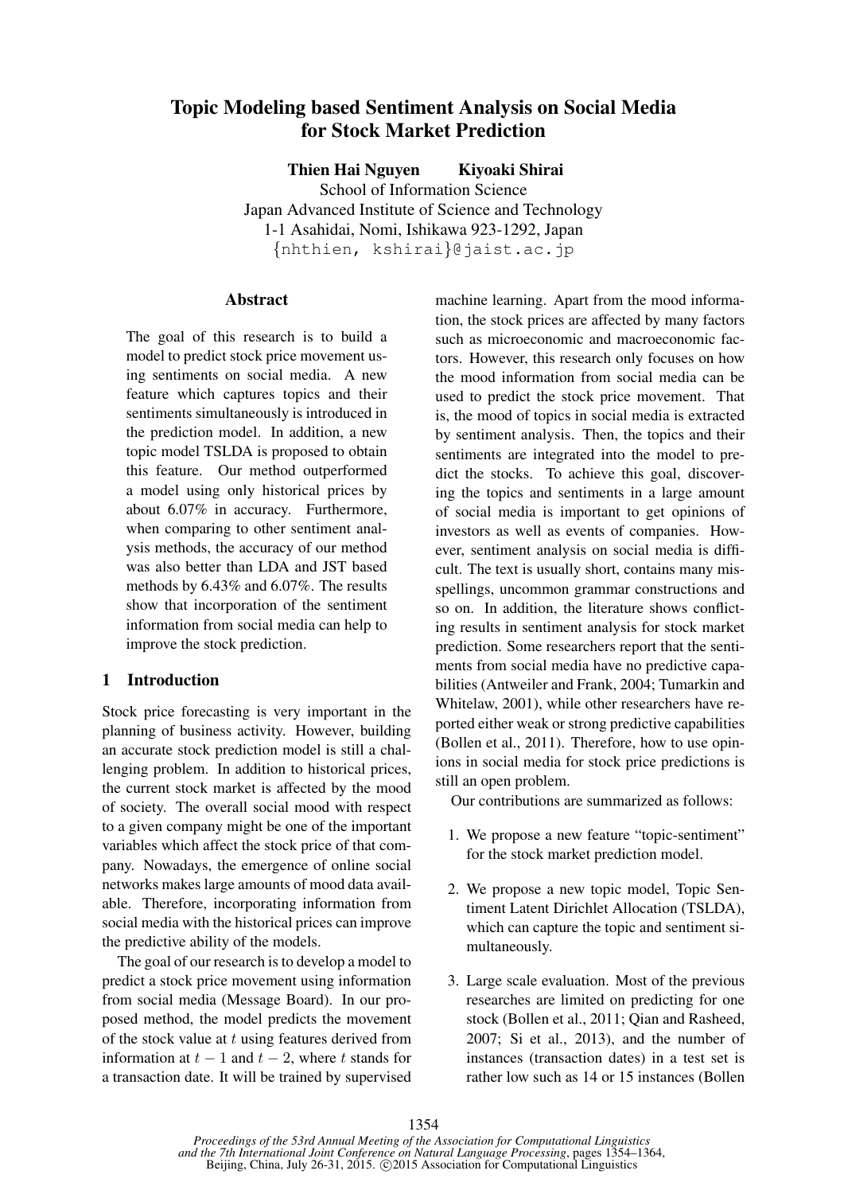# Topic Modeling based Sentiment Analysis on Social Media for Stock Market Prediction

**Thien Hai Nguyen** **Kiyoaki Shirai**

School of Information Science
Japan Advanced Institute of Science and Technology
1-1 Asahidai, Nomi, Ishikawa 923-1292, Japan
{nhthien, kshirai}@jaist.ac.jp

## Abstract

The goal of this research is to build a model to predict stock price movement using sentiments on social media. A new feature which captures topics and their sentiments simultaneously is introduced in the prediction model. In addition, a new topic model TSLDA is proposed to obtain this feature. Our method outperformed a model using only historical prices by about 6.07% in accuracy. Furthermore, when comparing to other sentiment analysis methods, the accuracy of our method was also better than LDA and JST based methods by 6.43% and 6.07%. The results show that incorporation of the sentiment information from social media can help to improve the stock prediction.

## 1 Introduction

Stock price forecasting is very important in the planning of business activity. However, building an accurate stock prediction model is still a challenging problem. In addition to historical prices, the current stock market is affected by the mood of society. The overall social mood with respect to a given company might be one of the important variables which affect the stock price of that company. Nowadays, the emergence of online social networks makes large amounts of mood data available. Therefore, incorporating information from social media with the historical prices can improve the predictive ability of the models.

The goal of our research is to develop a model to predict a stock price movement using information from social media (Message Board). In our proposed method, the model predicts the movement of the stock value at $t$ using features derived from information at $t-1$ and $t-2$, where $t$ stands for a transaction date. It will be trained by supervised machine learning. Apart from the mood information, the stock prices are affected by many factors such as microeconomic and macroeconomic factors. However, this research only focuses on how the mood information from social media can be used to predict the stock price movement. That is, the mood of topics in social media is extracted by sentiment analysis. Then, the topics and their sentiments are integrated into the model to predict the stocks. To achieve this goal, discovering the topics and sentiments in a large amount of social media is important to get opinions of investors as well as events of companies. However, sentiment analysis on social media is difficult. The text is usually short, contains many misspellings, uncommon grammar constructions and so on. In addition, the literature shows conflicting results in sentiment analysis for stock market prediction. Some researchers report that the sentiments from social media have no predictive capabilities (Antweiler and Frank, 2004; Tumarkin and Whitelaw, 2001), while other researchers have reported either weak or strong predictive capabilities (Bollen et al., 2011). Therefore, how to use opinions in social media for stock price predictions is still an open problem.

Our contributions are summarized as follows:

1. We propose a new feature "topic-sentiment" for the stock market prediction model.

2. We propose a new topic model, Topic Sentiment Latent Dirichlet Allocation (TSLDA), which can capture the topic and sentiment simultaneously.

3. Large scale evaluation. Most of the previous researches are limited on predicting for one stock (Bollen et al., 2011; Qian and Rasheed, 2007; Si et al., 2013), and the number of instances (transaction dates) in a test set is rather low such as 14 or 15 instances (Bollen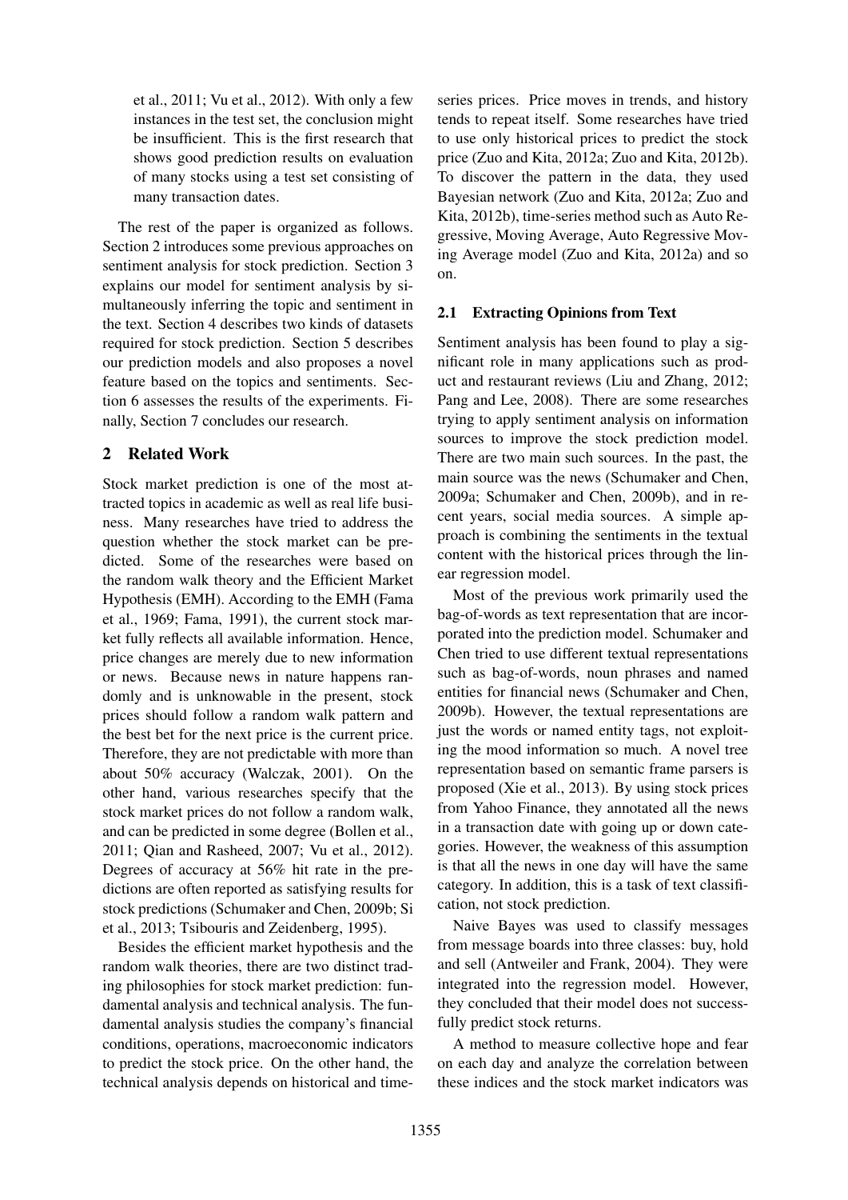et al., 2011; Vu et al., 2012). With only a few instances in the test set, the conclusion might be insufficient. This is the first research that shows good prediction results on evaluation of many stocks using a test set consisting of many transaction dates.

The rest of the paper is organized as follows. Section 2 introduces some previous approaches on sentiment analysis for stock prediction. Section 3 explains our model for sentiment analysis by simultaneously inferring the topic and sentiment in the text. Section 4 describes two kinds of datasets required for stock prediction. Section 5 describes our prediction models and also proposes a novel feature based on the topics and sentiments. Section 6 assesses the results of the experiments. Finally, Section 7 concludes our research.

## 2 Related Work

Stock market prediction is one of the most attracted topics in academic as well as real life business. Many researches have tried to address the question whether the stock market can be predicted. Some of the researches were based on the random walk theory and the Efficient Market Hypothesis (EMH). According to the EMH (Fama et al., 1969; Fama, 1991), the current stock market fully reflects all available information. Hence, price changes are merely due to new information or news. Because news in nature happens randomly and is unknowable in the present, stock prices should follow a random walk pattern and the best bet for the next price is the current price. Therefore, they are not predictable with more than about 50% accuracy (Walczak, 2001). On the other hand, various researches specify that the stock market prices do not follow a random walk, and can be predicted in some degree (Bollen et al., 2011; Qian and Rasheed, 2007; Vu et al., 2012). Degrees of accuracy at 56% hit rate in the predictions are often reported as satisfying results for stock predictions (Schumaker and Chen, 2009b; Si et al., 2013; Tsibouris and Zeidenberg, 1995).

Besides the efficient market hypothesis and the random walk theories, there are two distinct trading philosophies for stock market prediction: fundamental analysis and technical analysis. The fundamental analysis studies the company's financial conditions, operations, macroeconomic indicators to predict the stock price. On the other hand, the technical analysis depends on historical and time-series prices. Price moves in trends, and history tends to repeat itself. Some researches have tried to use only historical prices to predict the stock price (Zuo and Kita, 2012a; Zuo and Kita, 2012b). To discover the pattern in the data, they used Bayesian network (Zuo and Kita, 2012a; Zuo and Kita, 2012b), time-series method such as Auto Regressive, Moving Average, Auto Regressive Moving Average model (Zuo and Kita, 2012a) and so on.

### 2.1 Extracting Opinions from Text

Sentiment analysis has been found to play a significant role in many applications such as product and restaurant reviews (Liu and Zhang, 2012; Pang and Lee, 2008). There are some researches trying to apply sentiment analysis on information sources to improve the stock prediction model. There are two main such sources. In the past, the main source was the news (Schumaker and Chen, 2009a; Schumaker and Chen, 2009b), and in recent years, social media sources. A simple approach is combining the sentiments in the textual content with the historical prices through the linear regression model.

Most of the previous work primarily used the bag-of-words as text representation that are incorporated into the prediction model. Schumaker and Chen tried to use different textual representations such as bag-of-words, noun phrases and named entities for financial news (Schumaker and Chen, 2009b). However, the textual representations are just the words or named entity tags, not exploiting the mood information so much. A novel tree representation based on semantic frame parsers is proposed (Xie et al., 2013). By using stock prices from Yahoo Finance, they annotated all the news in a transaction date with going up or down categories. However, the weakness of this assumption is that all the news in one day will have the same category. In addition, this is a task of text classification, not stock prediction.

Naive Bayes was used to classify messages from message boards into three classes: buy, hold and sell (Antweiler and Frank, 2004). They were integrated into the regression model. However, they concluded that their model does not successfully predict stock returns.

A method to measure collective hope and fear on each day and analyze the correlation between these indices and the stock market indicators was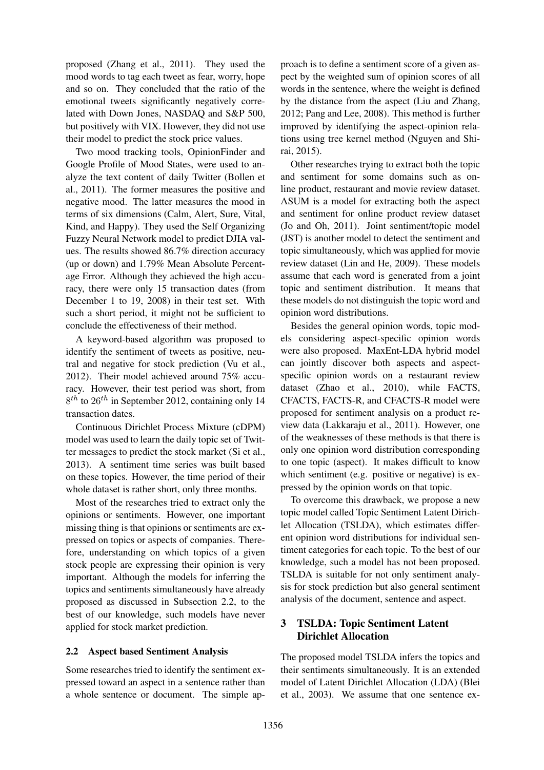proposed (Zhang et al., 2011). They used the mood words to tag each tweet as fear, worry, hope and so on. They concluded that the ratio of the emotional tweets significantly negatively correlated with Down Jones, NASDAQ and S&P 500, but positively with VIX. However, they did not use their model to predict the stock price values.

Two mood tracking tools, OpinionFinder and Google Profile of Mood States, were used to analyze the text content of daily Twitter (Bollen et al., 2011). The former measures the positive and negative mood. The latter measures the mood in terms of six dimensions (Calm, Alert, Sure, Vital, Kind, and Happy). They used the Self Organizing Fuzzy Neural Network model to predict DJIA values. The results showed 86.7% direction accuracy (up or down) and 1.79% Mean Absolute Percentage Error. Although they achieved the high accuracy, there were only 15 transaction dates (from December 1 to 19, 2008) in their test set. With such a short period, it might not be sufficient to conclude the effectiveness of their method.

A keyword-based algorithm was proposed to identify the sentiment of tweets as positive, neutral and negative for stock prediction (Vu et al., 2012). Their model achieved around 75% accuracy. However, their test period was short, from $8^{th}$ to $26^{th}$ in September 2012, containing only 14 transaction dates.

Continuous Dirichlet Process Mixture (cDPM) model was used to learn the daily topic set of Twitter messages to predict the stock market (Si et al., 2013). A sentiment time series was built based on these topics. However, the time period of their whole dataset is rather short, only three months.

Most of the researches tried to extract only the opinions or sentiments. However, one important missing thing is that opinions or sentiments are expressed on topics or aspects of companies. Therefore, understanding on which topics of a given stock people are expressing their opinion is very important. Although the models for inferring the topics and sentiments simultaneously have already proposed as discussed in Subsection 2.2, to the best of our knowledge, such models have never applied for stock market prediction.

### 2.2 Aspect based Sentiment Analysis

Some researches tried to identify the sentiment expressed toward an aspect in a sentence rather than a whole sentence or document. The simple approach is to define a sentiment score of a given aspect by the weighted sum of opinion scores of all words in the sentence, where the weight is defined by the distance from the aspect (Liu and Zhang, 2012; Pang and Lee, 2008). This method is further improved by identifying the aspect-opinion relations using tree kernel method (Nguyen and Shirai, 2015).

Other researches trying to extract both the topic and sentiment for some domains such as online product, restaurant and movie review dataset. ASUM is a model for extracting both the aspect and sentiment for online product review dataset (Jo and Oh, 2011). Joint sentiment/topic model (JST) is another model to detect the sentiment and topic simultaneously, which was applied for movie review dataset (Lin and He, 2009). These models assume that each word is generated from a joint topic and sentiment distribution. It means that these models do not distinguish the topic word and opinion word distributions.

Besides the general opinion words, topic models considering aspect-specific opinion words were also proposed. MaxEnt-LDA hybrid model can jointly discover both aspects and aspect-specific opinion words on a restaurant review dataset (Zhao et al., 2010), while FACTS, CFACTS, FACTS-R, and CFACTS-R model were proposed for sentiment analysis on a product review data (Lakkaraju et al., 2011). However, one of the weaknesses of these methods is that there is only one opinion word distribution corresponding to one topic (aspect). It makes difficult to know which sentiment (e.g. positive or negative) is expressed by the opinion words on that topic.

To overcome this drawback, we propose a new topic model called Topic Sentiment Latent Dirichlet Allocation (TSLDA), which estimates different opinion word distributions for individual sentiment categories for each topic. To the best of our knowledge, such a model has not been proposed. TSLDA is suitable for not only sentiment analysis for stock prediction but also general sentiment analysis of the document, sentence and aspect.

## 3 TSLDA: Topic Sentiment Latent Dirichlet Allocation

The proposed model TSLDA infers the topics and their sentiments simultaneously. It is an extended model of Latent Dirichlet Allocation (LDA) (Blei et al., 2003). We assume that one sentence ex-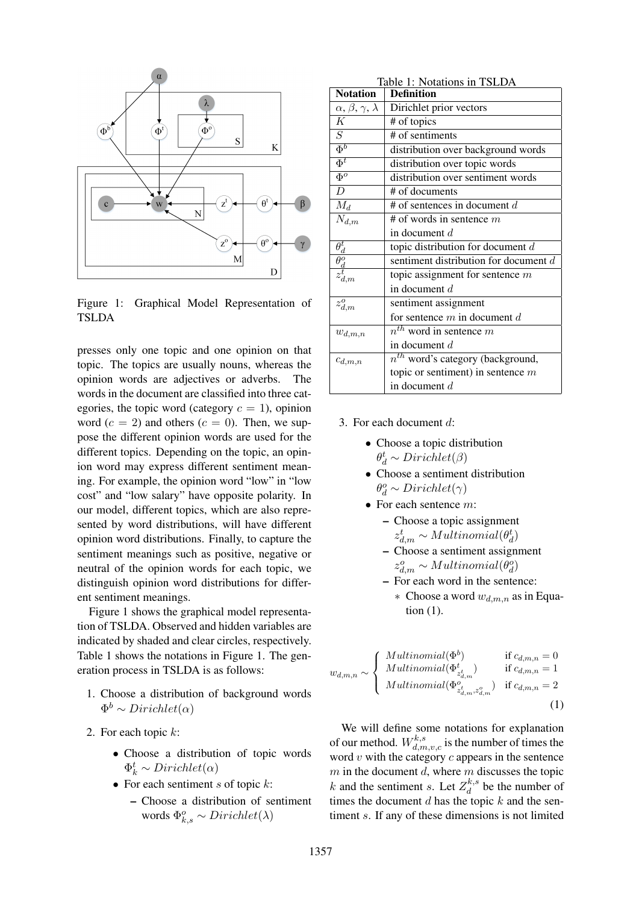Figure 1: Graphical Model Representation of TSLDA

presses only one topic and one opinion on that topic. The topics are usually nouns, whereas the opinion words are adjectives or adverbs. The words in the document are classified into three categories, the topic word (category $c = 1$), opinion word ($c = 2$) and others ($c = 0$). Then, we suppose the different opinion words are used for the different topics. Depending on the topic, an opinion word may express different sentiment meaning. For example, the opinion word "low" in "low cost" and "low salary" have opposite polarity. In our model, different topics, which are also represented by word distributions, will have different opinion word distributions. Finally, to capture the sentiment meanings such as positive, negative or neutral of the opinion words for each topic, we distinguish opinion word distributions for different sentiment meanings.

Figure 1 shows the graphical model representation of TSLDA. Observed and hidden variables are indicated by shaded and clear circles, respectively. Table 1 shows the notations in Figure 1. The generation process in TSLDA is as follows:

1. Choose a distribution of background words $\Phi^b \sim Dirichlet(\alpha)$
2. For each topic $k$:
   - Choose a distribution of topic words $\Phi^t_k \sim Dirichlet(\alpha)$
   - For each sentiment $s$ of topic $k$:
     - Choose a distribution of sentiment words $\Phi^o_{k,s} \sim Dirichlet(\lambda)$

Table 1: Notations in TSLDA

| Notation | Definition |
|---|---|
| $\alpha, \beta, \gamma, \lambda$ | Dirichlet prior vectors |
| $K$ | # of topics |
| $S$ | # of sentiments |
| $\Phi^b$ | distribution over background words |
| $\Phi^t$ | distribution over topic words |
| $\Phi^o$ | distribution over sentiment words |
| $D$ | # of documents |
| $M_d$ | # of sentences in document $d$ |
| $N_{d,m}$ | # of words in sentence $m$ in document $d$ |
| $\theta^t_d$ | topic distribution for document $d$ |
| $\theta^o_d$ | sentiment distribution for document $d$ |
| $z^t_{d,m}$ | topic assignment for sentence $m$ in document $d$ |
| $z^o_{d,m}$ | sentiment assignment for sentence $m$ in document $d$ |
| $w_{d,m,n}$ | $n^{th}$ word in sentence $m$ in document $d$ |
| $c_{d,m,n}$ | $n^{th}$ word's category (background, topic or sentiment) in sentence $m$ in document $d$ |

3. For each document $d$:
   - Choose a topic distribution $\theta^t_d \sim Dirichlet(\beta)$
   - Choose a sentiment distribution $\theta^o_d \sim Dirichlet(\gamma)$
   - For each sentence $m$:
     - Choose a topic assignment $z^t_{d,m} \sim Multinomial(\theta^t_d)$
     - Choose a sentiment assignment $z^o_{d,m} \sim Multinomial(\theta^o_d)$
     - For each word in the sentence:
       - Choose a word $w_{d,m,n}$ as in Equation (1).

$$w_{d,m,n} \sim \begin{cases} Multinomial(\Phi^b) & \text{if } c_{d,m,n} = 0 \\ Multinomial(\Phi^t_{z^t_{d,m}}) & \text{if } c_{d,m,n} = 1 \\ Multinomial(\Phi^o_{z^t_{d,m}, z^o_{d,m}}) & \text{if } c_{d,m,n} = 2 \end{cases} \tag{1}$$

We will define some notations for explanation of our method. $W^{k,s}_{d,m,v,c}$ is the number of times the word $v$ with the category $c$ appears in the sentence $m$ in the document $d$, where $m$ discusses the topic $k$ and the sentiment $s$. Let $Z^{k,s}_d$ be the number of times the document $d$ has the topic $k$ and the sentiment $s$. If any of these dimensions is not limited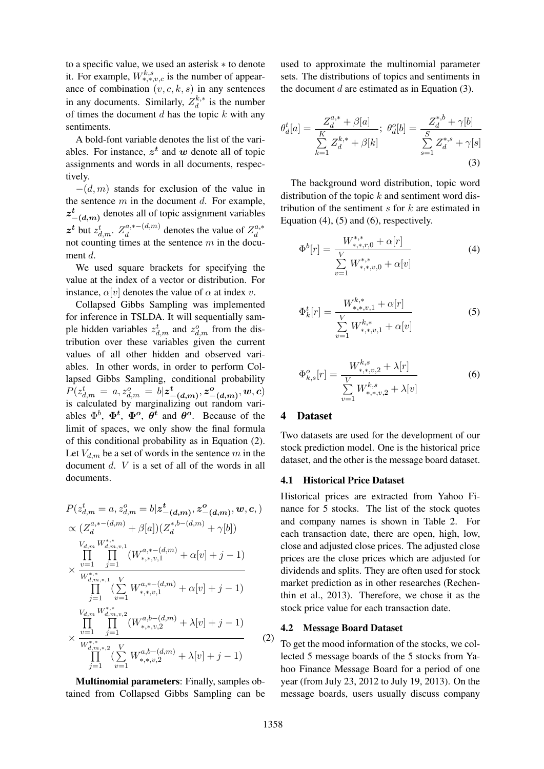to a specific value, we used an asterisk $*$ to denote it. For example, $W^{k,s}_{*,*,v,c}$ is the number of appearance of combination $(v, c, k, s)$ in any sentences in any documents. Similarly, $Z^{k,*}_{d}$ is the number of times the document $d$ has the topic $k$ with any sentiments.

A bold-font variable denotes the list of the variables. For instance, $\boldsymbol{z^t}$ and $\boldsymbol{w}$ denote all of topic assignments and words in all documents, respectively.

$-(d, m)$ stands for exclusion of the value in the sentence $m$ in the document $d$. For example, $\boldsymbol{z^t_{-(d,m)}}$ denotes all of topic assignment variables $\boldsymbol{z^t}$ but $z^t_{d,m}$. $Z^{a,*-(d,m)}_{d}$ denotes the value of $Z^{a,*}_{d}$ not counting times at the sentence $m$ in the document $d$.

We used square brackets for specifying the value at the index of a vector or distribution. For instance, $\alpha[v]$ denotes the value of $\alpha$ at index $v$.

Collapsed Gibbs Sampling was implemented for inference in TSLDA. It will sequentially sample hidden variables $z^t_{d,m}$ and $z^o_{d,m}$ from the distribution over these variables given the current values of all other hidden and observed variables. In other words, in order to perform Collapsed Gibbs Sampling, conditional probability $P(z^t_{d,m} = a, z^o_{d,m} = b | \boldsymbol{z^t_{-(d,m)}}, \boldsymbol{z^o_{-(d,m)}}, \boldsymbol{w}, \boldsymbol{c})$ is calculated by marginalizing out random variables $\Phi^b$, $\boldsymbol{\Phi^t}$, $\boldsymbol{\Phi^o}$, $\boldsymbol{\theta^t}$ and $\boldsymbol{\theta^o}$. Because of the limit of spaces, we only show the final formula of this conditional probability as in Equation (2). Let $V_{d,m}$ be a set of words in the sentence $m$ in the document $d$. $V$ is a set of all of the words in all documents.

$$
\begin{aligned}
&P(z^t_{d,m} = a, z^o_{d,m} = b | \boldsymbol{z^t_{-(d,m)}}, \boldsymbol{z^o_{-(d,m)}}, \boldsymbol{w}, \boldsymbol{c},) \\
&\propto (Z^{a,*-(d,m)}_{d} + \beta[a])(Z^{*,b-(d,m)}_{d} + \gamma[b]) \\
&\times \frac{\prod_{v=1}^{V_{d,m}} \prod_{j=1}^{W^{*,*}_{d,m,v,1}} (W^{a,*-(d,m)}_{*,*,v,1} + \alpha[v] + j - 1)}{\prod_{j=1}^{W^{*,*}_{d,m,*,1}} (\sum_{v=1}^{V} W^{a,*-(d,m)}_{*,*,v,1} + \alpha[v] + j - 1)} \\
&\times \frac{\prod_{v=1}^{V_{d,m}} \prod_{j=1}^{W^{*,*}_{d,m,v,2}} (W^{a,b-(d,m)}_{*,*,v,2} + \lambda[v] + j - 1)}{\prod_{j=1}^{W^{*,*}_{d,m,*,2}} (\sum_{v=1}^{V} W^{a,b-(d,m)}_{*,*,v,2} + \lambda[v] + j - 1)}
\end{aligned}
\tag{2}
$$

**Multinomial parameters**: Finally, samples obtained from Collapsed Gibbs Sampling can be used to approximate the multinomial parameter sets. The distributions of topics and sentiments in the document $d$ are estimated as in Equation (3).

$$
\theta^t_d[a] = \frac{Z^{a,*}_{d} + \beta[a]}{\sum_{k=1}^{K} Z^{k,*}_{d} + \beta[k]}; \ \theta^o_d[b] = \frac{Z^{*,b}_{d} + \gamma[b]}{\sum_{s=1}^{S} Z^{*,s}_{d} + \gamma[s]}
\tag{3}
$$

The background word distribution, topic word distribution of the topic $k$ and sentiment word distribution of the sentiment $s$ for $k$ are estimated in Equation (4), (5) and (6), respectively.

$$
\Phi^b[r] = \frac{W^{*,*}_{*,*,r,0} + \alpha[r]}{\sum_{v=1}^{V} W^{*,*}_{*,*,v,0} + \alpha[v]}
\tag{4}
$$

$$
\Phi^t_k[r] = \frac{W^{k,*}_{*,*,v,1} + \alpha[r]}{\sum_{v=1}^{V} W^{k,*}_{*,*,v,1} + \alpha[v]}
\tag{5}
$$

$$
\Phi^o_{k,s}[r] = \frac{W^{k,s}_{*,*,v,2} + \lambda[r]}{\sum_{v=1}^{V} W^{k,s}_{*,*,v,2} + \lambda[v]}
\tag{6}
$$

## 4 Dataset

Two datasets are used for the development of our stock prediction model. One is the historical price dataset, and the other is the message board dataset.

### 4.1 Historical Price Dataset

Historical prices are extracted from Yahoo Finance for 5 stocks. The list of the stock quotes and company names is shown in Table 2. For each transaction date, there are open, high, low, close and adjusted close prices. The adjusted close prices are the close prices which are adjusted for dividends and splits. They are often used for stock market prediction as in other researches (Rechenthin et al., 2013). Therefore, we chose it as the stock price value for each transaction date.

### 4.2 Message Board Dataset

To get the mood information of the stocks, we collected 5 message boards of the 5 stocks from Yahoo Finance Message Board for a period of one year (from July 23, 2012 to July 19, 2013). On the message boards, users usually discuss company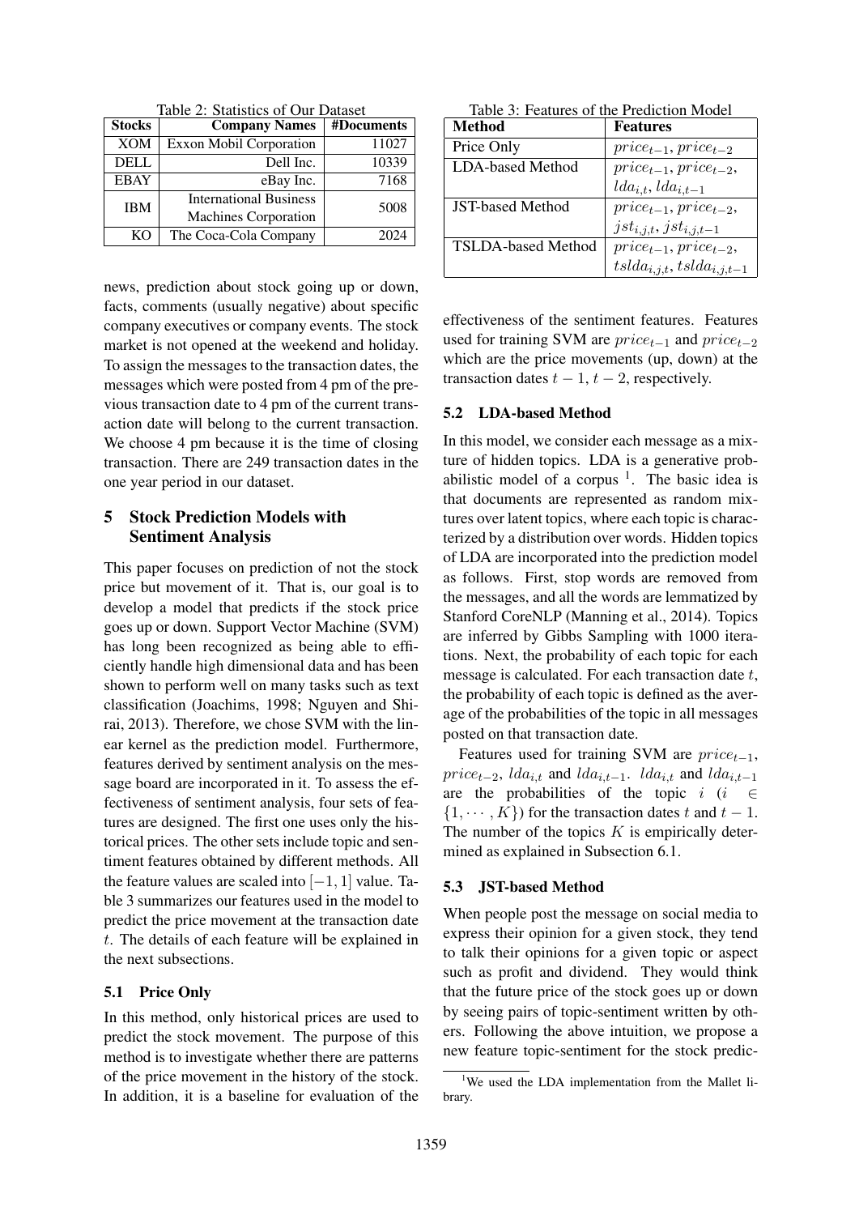Table 2: Statistics of Our Dataset

| Stocks | Company Names | #Documents |
|---|---|---|
| XOM | Exxon Mobil Corporation | 11027 |
| DELL | Dell Inc. | 10339 |
| EBAY | eBay Inc. | 7168 |
| IBM | International Business Machines Corporation | 5008 |
| KO | The Coca-Cola Company | 2024 |

news, prediction about stock going up or down, facts, comments (usually negative) about specific company executives or company events. The stock market is not opened at the weekend and holiday. To assign the messages to the transaction dates, the messages which were posted from 4 pm of the previous transaction date to 4 pm of the current transaction date will belong to the current transaction. We choose 4 pm because it is the time of closing transaction. There are 249 transaction dates in the one year period in our dataset.

## 5 Stock Prediction Models with Sentiment Analysis

This paper focuses on prediction of not the stock price but movement of it. That is, our goal is to develop a model that predicts if the stock price goes up or down. Support Vector Machine (SVM) has long been recognized as being able to efficiently handle high dimensional data and has been shown to perform well on many tasks such as text classification (Joachims, 1998; Nguyen and Shirai, 2013). Therefore, we chose SVM with the linear kernel as the prediction model. Furthermore, features derived by sentiment analysis on the message board are incorporated in it. To assess the effectiveness of sentiment analysis, four sets of features are designed. The first one uses only the historical prices. The other sets include topic and sentiment features obtained by different methods. All the feature values are scaled into $[-1, 1]$ value. Table 3 summarizes our features used in the model to predict the price movement at the transaction date $t$. The details of each feature will be explained in the next subsections.

Table 3: Features of the Prediction Model

| Method | Features |
|---|---|
| Price Only | $price_{t-1}, price_{t-2}$ |
| LDA-based Method | $price_{t-1}, price_{t-2}, lda_{i,t}, lda_{i,t-1}$ |
| JST-based Method | $price_{t-1}, price_{t-2}, jst_{i,j,t}, jst_{i,j,t-1}$ |
| TSLDA-based Method | $price_{t-1}, price_{t-2}, tslda_{i,j,t}, tslda_{i,j,t-1}$ |

### 5.1 Price Only

In this method, only historical prices are used to predict the stock movement. The purpose of this method is to investigate whether there are patterns of the price movement in the history of the stock. In addition, it is a baseline for evaluation of the effectiveness of the sentiment features. Features used for training SVM are $price_{t-1}$ and $price_{t-2}$ which are the price movements (up, down) at the transaction dates $t-1$, $t-2$, respectively.

### 5.2 LDA-based Method

In this model, we consider each message as a mixture of hidden topics. LDA is a generative probabilistic model of a corpus [1]. The basic idea is that documents are represented as random mixtures over latent topics, where each topic is characterized by a distribution over words. Hidden topics of LDA are incorporated into the prediction model as follows. First, stop words are removed from the messages, and all the words are lemmatized by Stanford CoreNLP (Manning et al., 2014). Topics are inferred by Gibbs Sampling with 1000 iterations. Next, the probability of each topic for each message is calculated. For each transaction date $t$, the probability of each topic is defined as the average of the probabilities of the topic in all messages posted on that transaction date.

Features used for training SVM are $price_{t-1}$, $price_{t-2}$, $lda_{i,t}$ and $lda_{i,t-1}$. $lda_{i,t}$ and $lda_{i,t-1}$ are the probabilities of the topic $i$ ($i \in \{1, \cdots, K\}$) for the transaction dates $t$ and $t-1$. The number of the topics $K$ is empirically determined as explained in Subsection 6.1.

### 5.3 JST-based Method

When people post the message on social media to express their opinion for a given stock, they tend to talk their opinions for a given topic or aspect such as profit and dividend. They would think that the future price of the stock goes up or down by seeing pairs of topic-sentiment written by others. Following the above intuition, we propose a new feature topic-sentiment for the stock predic-

[1] We used the LDA implementation from the Mallet library.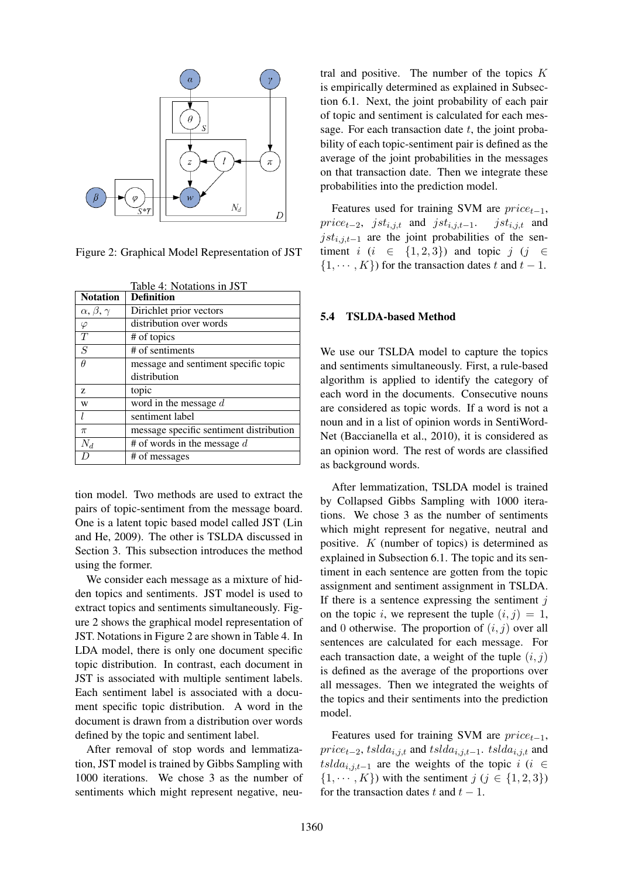Figure 2: Graphical Model Representation of JST

Table 4: Notations in JST

| Notation | Definition |
|---|---|
| $\alpha, \beta, \gamma$ | Dirichlet prior vectors |
| $\varphi$ | distribution over words |
| $T$ | # of topics |
| $S$ | # of sentiments |
| $\theta$ | message and sentiment specific topic distribution |
| z | topic |
| w | word in the message $d$ |
| $l$ | sentiment label |
| $\pi$ | message specific sentiment distribution |
| $N_d$ | # of words in the message $d$ |
| $D$ | # of messages |

tion model. Two methods are used to extract the pairs of topic-sentiment from the message board. One is a latent topic based model called JST (Lin and He, 2009). The other is TSLDA discussed in Section 3. This subsection introduces the method using the former.

We consider each message as a mixture of hidden topics and sentiments. JST model is used to extract topics and sentiments simultaneously. Figure 2 shows the graphical model representation of JST. Notations in Figure 2 are shown in Table 4. In LDA model, there is only one document specific topic distribution. In contrast, each document in JST is associated with multiple sentiment labels. Each sentiment label is associated with a document specific topic distribution. A word in the document is drawn from a distribution over words defined by the topic and sentiment label.

After removal of stop words and lemmatization, JST model is trained by Gibbs Sampling with 1000 iterations. We chose 3 as the number of sentiments which might represent negative, neutral and positive. The number of the topics $K$ is empirically determined as explained in Subsection 6.1. Next, the joint probability of each pair of topic and sentiment is calculated for each message. For each transaction date $t$, the joint probability of each topic-sentiment pair is defined as the average of the joint probabilities in the messages on that transaction date. Then we integrate these probabilities into the prediction model.

Features used for training SVM are $price_{t-1}$, $price_{t-2}$, $jst_{i,j,t}$ and $jst_{i,j,t-1}$. $jst_{i,j,t}$ and $jst_{i,j,t-1}$ are the joint probabilities of the sentiment $i$ ($i \in \{1, 2, 3\}$) and topic $j$ ($j \in \{1, \cdots, K\}$) for the transaction dates $t$ and $t-1$.

### 5.4 TSLDA-based Method

We use our TSLDA model to capture the topics and sentiments simultaneously. First, a rule-based algorithm is applied to identify the category of each word in the documents. Consecutive nouns are considered as topic words. If a word is not a noun and in a list of opinion words in SentiWordNet (Baccianella et al., 2010), it is considered as an opinion word. The rest of words are classified as background words.

After lemmatization, TSLDA model is trained by Collapsed Gibbs Sampling with 1000 iterations. We chose 3 as the number of sentiments which might represent for negative, neutral and positive. $K$ (number of topics) is determined as explained in Subsection 6.1. The topic and its sentiment in each sentence are gotten from the topic assignment and sentiment assignment in TSLDA. If there is a sentence expressing the sentiment $j$ on the topic $i$, we represent the tuple $(i, j) = 1$, and 0 otherwise. The proportion of $(i, j)$ over all sentences are calculated for each message. For each transaction date, a weight of the tuple $(i, j)$ is defined as the average of the proportions over all messages. Then we integrated the weights of the topics and their sentiments into the prediction model.

Features used for training SVM are $price_{t-1}$, $price_{t-2}$, $tslda_{i,j,t}$ and $tslda_{i,j,t-1}$. $tslda_{i,j,t}$ and $tslda_{i,j,t-1}$ are the weights of the topic $i$ ($i \in \{1, \cdots, K\}$) with the sentiment $j$ ($j \in \{1, 2, 3\}$) for the transaction dates $t$ and $t-1$.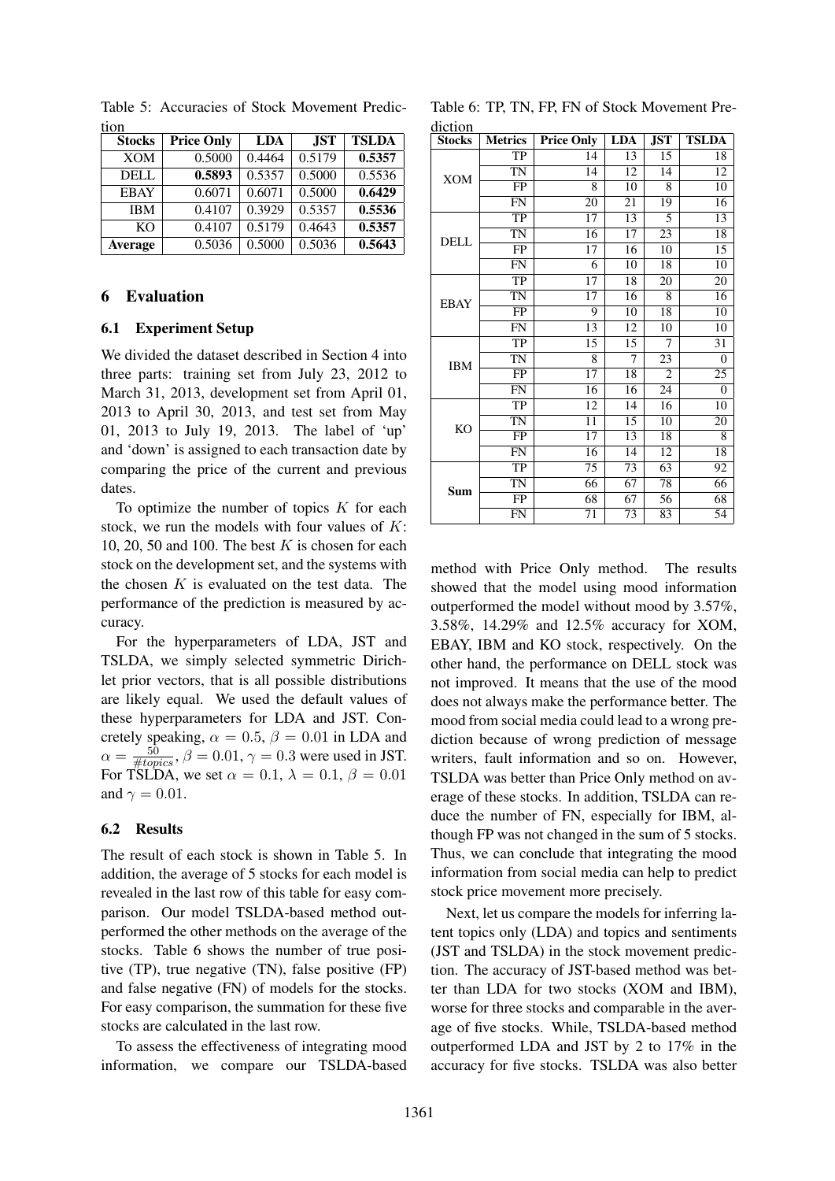Table 5: Accuracies of Stock Movement Prediction

| Stocks | Price Only | LDA | JST | TSLDA |
|---|---|---|---|---|
| XOM | 0.5000 | 0.4464 | 0.5179 | **0.5357** |
| DELL | **0.5893** | 0.5357 | 0.5000 | 0.5536 |
| EBAY | 0.6071 | 0.6071 | 0.5000 | **0.6429** |
| IBM | 0.4107 | 0.3929 | 0.5357 | **0.5536** |
| KO | 0.4107 | 0.5179 | 0.4643 | **0.5357** |
| **Average** | 0.5036 | 0.5000 | 0.5036 | **0.5643** |

Table 6: TP, TN, FP, FN of Stock Movement Prediction

| Stocks | Metrics | Price Only | LDA | JST | TSLDA |
|---|---|---|---|---|---|
| XOM | TP | 14 | 13 | 15 | 18 |
| | TN | 14 | 12 | 14 | 12 |
| | FP | 8 | 10 | 8 | 10 |
| | FN | 20 | 21 | 19 | 16 |
| DELL | TP | 17 | 13 | 5 | 13 |
| | TN | 16 | 17 | 23 | 18 |
| | FP | 17 | 16 | 10 | 15 |
| | FN | 6 | 10 | 18 | 10 |
| EBAY | TP | 17 | 18 | 20 | 20 |
| | TN | 17 | 16 | 8 | 16 |
| | FP | 9 | 10 | 18 | 10 |
| | FN | 13 | 12 | 10 | 10 |
| IBM | TP | 15 | 15 | 7 | 31 |
| | TN | 8 | 7 | 23 | 0 |
| | FP | 17 | 18 | 2 | 25 |
| | FN | 16 | 16 | 24 | 0 |
| KO | TP | 12 | 14 | 16 | 10 |
| | TN | 11 | 15 | 10 | 20 |
| | FP | 17 | 13 | 18 | 8 |
| | FN | 16 | 14 | 12 | 18 |
| **Sum** | TP | 75 | 73 | 63 | 92 |
| | TN | 66 | 67 | 78 | 66 |
| | FP | 68 | 67 | 56 | 68 |
| | FN | 71 | 73 | 83 | 54 |

## 6 Evaluation

### 6.1 Experiment Setup

We divided the dataset described in Section 4 into three parts: training set from July 23, 2012 to March 31, 2013, development set from April 01, 2013 to April 30, 2013, and test set from May 01, 2013 to July 19, 2013. The label of 'up' and 'down' is assigned to each transaction date by comparing the price of the current and previous dates.

To optimize the number of topics $K$ for each stock, we run the models with four values of $K$: 10, 20, 50 and 100. The best $K$ is chosen for each stock on the development set, and the systems with the chosen $K$ is evaluated on the test data. The performance of the prediction is measured by accuracy.

For the hyperparameters of LDA, JST and TSLDA, we simply selected symmetric Dirichlet prior vectors, that is all possible distributions are likely equal. We used the default values of these hyperparameters for LDA and JST. Concretely speaking, $\alpha = 0.5$, $\beta = 0.01$ in LDA and $\alpha = \frac{50}{\#topics}$, $\beta = 0.01$, $\gamma = 0.3$ were used in JST. For TSLDA, we set $\alpha = 0.1$, $\lambda = 0.1$, $\beta = 0.01$ and $\gamma = 0.01$.

### 6.2 Results

The result of each stock is shown in Table 5. In addition, the average of 5 stocks for each model is revealed in the last row of this table for easy comparison. Our model TSLDA-based method outperformed the other methods on the average of the stocks. Table 6 shows the number of true positive (TP), true negative (TN), false positive (FP) and false negative (FN) of models for the stocks. For easy comparison, the summation for these five stocks are calculated in the last row.

To assess the effectiveness of integrating mood information, we compare our TSLDA-based method with Price Only method. The results showed that the model using mood information outperformed the model without mood by 3.57%, 3.58%, 14.29% and 12.5% accuracy for XOM, EBAY, IBM and KO stock, respectively. On the other hand, the performance on DELL stock was not improved. It means that the use of the mood does not always make the performance better. The mood from social media could lead to a wrong prediction because of wrong prediction of message writers, fault information and so on. However, TSLDA was better than Price Only method on average of these stocks. In addition, TSLDA can reduce the number of FN, especially for IBM, although FP was not changed in the sum of 5 stocks. Thus, we can conclude that integrating the mood information from social media can help to predict stock price movement more precisely.

Next, let us compare the models for inferring latent topics only (LDA) and topics and sentiments (JST and TSLDA) in the stock movement prediction. The accuracy of JST-based method was better than LDA for two stocks (XOM and IBM), worse for three stocks and comparable in the average of five stocks. While, TSLDA-based method outperformed LDA and JST by 2 to 17% in the accuracy for five stocks. TSLDA was also better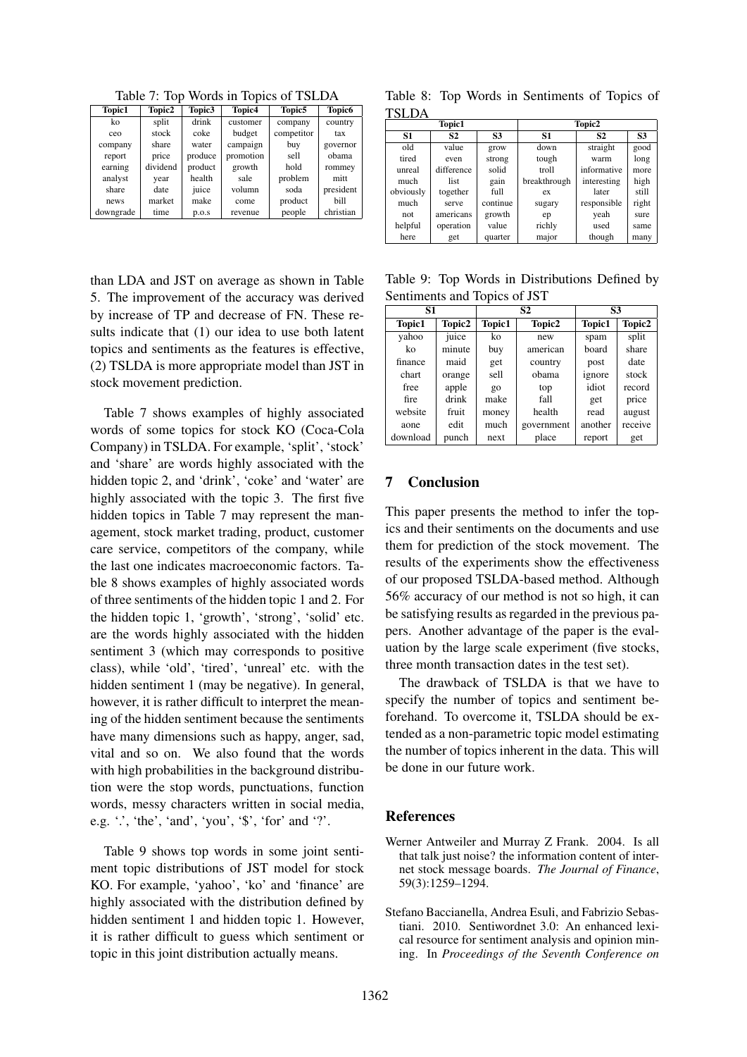Table 7: Top Words in Topics of TSLDA

| Topic1 | Topic2 | Topic3 | Topic4 | Topic5 | Topic6 |
|---|---|---|---|---|---|
| ko | split | drink | customer | company | country |
| ceo | stock | coke | budget | competitor | tax |
| company | share | water | campaign | buy | governor |
| report | price | produce | promotion | sell | obama |
| earning | dividend | product | growth | hold | rommey |
| analyst | year | health | sale | problem | mitt |
| share | date | juice | volumn | soda | president |
| news | market | make | come | product | bill |
| downgrade | time | p.o.s | revenue | people | christian |

Table 8: Top Words in Sentiments of Topics of TSLDA

| Topic1 | | | Topic2 | | |
|---|---|---|---|---|---|
| S1 | S2 | S3 | S1 | S2 | S3 |
| old | value | grow | down | straight | good |
| tired | even | strong | tough | warm | long |
| unreal | difference | solid | troll | informative | more |
| much | list | gain | breakthrough | interesting | high |
| obviously | together | full | ex | later | still |
| much | serve | continue | sugary | responsible | right |
| not | americans | growth | ep | yeah | sure |
| helpful | operation | value | richly | used | same |
| here | get | quarter | major | though | many |

than LDA and JST on average as shown in Table 5. The improvement of the accuracy was derived by increase of TP and decrease of FN. These results indicate that (1) our idea to use both latent topics and sentiments as the features is effective, (2) TSLDA is more appropriate model than JST in stock movement prediction.

Table 7 shows examples of highly associated words of some topics for stock KO (Coca-Cola Company) in TSLDA. For example, 'split', 'stock' and 'share' are words highly associated with the hidden topic 2, and 'drink', 'coke' and 'water' are highly associated with the topic 3. The first five hidden topics in Table 7 may represent the management, stock market trading, product, customer care service, competitors of the company, while the last one indicates macroeconomic factors. Table 8 shows examples of highly associated words of three sentiments of the hidden topic 1 and 2. For the hidden topic 1, 'growth', 'strong', 'solid' etc. are the words highly associated with the hidden sentiment 3 (which may corresponds to positive class), while 'old', 'tired', 'unreal' etc. with the hidden sentiment 1 (may be negative). In general, however, it is rather difficult to interpret the meaning of the hidden sentiment because the sentiments have many dimensions such as happy, anger, sad, vital and so on. We also found that the words with high probabilities in the background distribution were the stop words, punctuations, function words, messy characters written in social media, e.g. '.', 'the', 'and', 'you', '$', 'for' and '?'.

Table 9 shows top words in some joint sentiment topic distributions of JST model for stock KO. For example, 'yahoo', 'ko' and 'finance' are highly associated with the distribution defined by hidden sentiment 1 and hidden topic 1. However, it is rather difficult to guess which sentiment or topic in this joint distribution actually means.

Table 9: Top Words in Distributions Defined by Sentiments and Topics of JST

| S1 | | S2 | | S3 | |
|---|---|---|---|---|---|
| Topic1 | Topic2 | Topic1 | Topic2 | Topic1 | Topic2 |
| yahoo | juice | ko | new | spam | split |
| ko | minute | buy | american | board | share |
| finance | maid | get | country | post | date |
| chart | orange | sell | obama | ignore | stock |
| free | apple | go | top | idiot | record |
| fire | drink | make | fall | get | price |
| website | fruit | money | health | read | august |
| aone | edit | much | government | another | receive |
| download | punch | next | place | report | get |

## 7 Conclusion

This paper presents the method to infer the topics and their sentiments on the documents and use them for prediction of the stock movement. The results of the experiments show the effectiveness of our proposed TSLDA-based method. Although 56% accuracy of our method is not so high, it can be satisfying results as regarded in the previous papers. Another advantage of the paper is the evaluation by the large scale experiment (five stocks, three month transaction dates in the test set).

The drawback of TSLDA is that we have to specify the number of topics and sentiment beforehand. To overcome it, TSLDA should be extended as a non-parametric topic model estimating the number of topics inherent in the data. This will be done in our future work.

## References

Werner Antweiler and Murray Z Frank. 2004. Is all that talk just noise? the information content of internet stock message boards. *The Journal of Finance*, 59(3):1259–1294.

Stefano Baccianella, Andrea Esuli, and Fabrizio Sebastiani. 2010. Sentiwordnet 3.0: An enhanced lexical resource for sentiment analysis and opinion mining. In *Proceedings of the Seventh Conference on*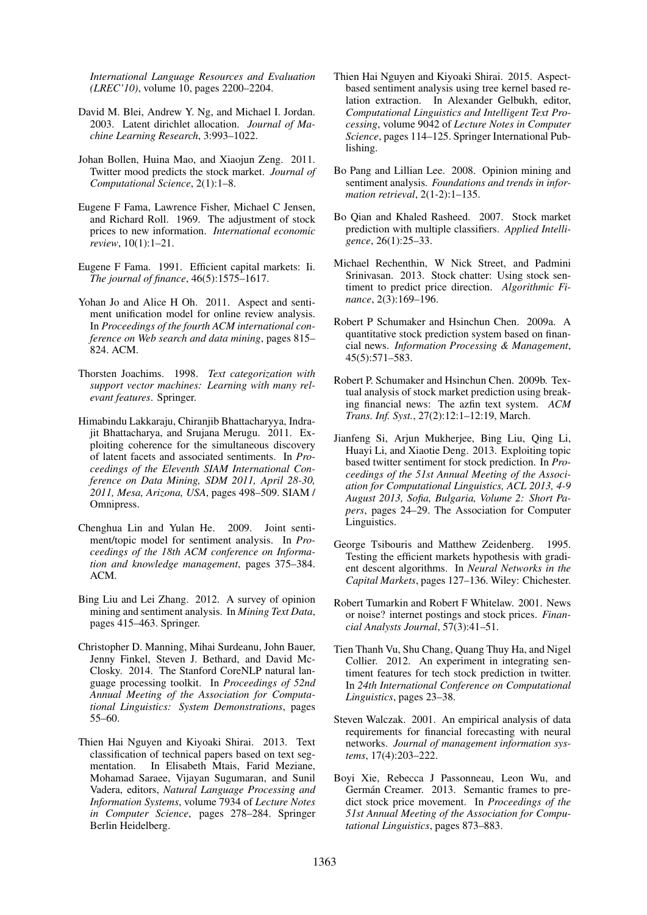*International Language Resources and Evaluation (LREC'10)*, volume 10, pages 2200–2204.

David M. Blei, Andrew Y. Ng, and Michael I. Jordan. 2003. Latent dirichlet allocation. *Journal of Machine Learning Research*, 3:993–1022.

Johan Bollen, Huina Mao, and Xiaojun Zeng. 2011. Twitter mood predicts the stock market. *Journal of Computational Science*, 2(1):1–8.

Eugene F Fama, Lawrence Fisher, Michael C Jensen, and Richard Roll. 1969. The adjustment of stock prices to new information. *International economic review*, 10(1):1–21.

Eugene F Fama. 1991. Efficient capital markets: Ii. *The journal of finance*, 46(5):1575–1617.

Yohan Jo and Alice H Oh. 2011. Aspect and sentiment unification model for online review analysis. In *Proceedings of the fourth ACM international conference on Web search and data mining*, pages 815–824. ACM.

Thorsten Joachims. 1998. *Text categorization with support vector machines: Learning with many relevant features*. Springer.

Himabindu Lakkaraju, Chiranjib Bhattacharyya, Indrajit Bhattacharya, and Srujana Merugu. 2011. Exploiting coherence for the simultaneous discovery of latent facets and associated sentiments. In *Proceedings of the Eleventh SIAM International Conference on Data Mining, SDM 2011, April 28-30, 2011, Mesa, Arizona, USA*, pages 498–509. SIAM / Omnipress.

Chenghua Lin and Yulan He. 2009. Joint sentiment/topic model for sentiment analysis. In *Proceedings of the 18th ACM conference on Information and knowledge management*, pages 375–384. ACM.

Bing Liu and Lei Zhang. 2012. A survey of opinion mining and sentiment analysis. In *Mining Text Data*, pages 415–463. Springer.

Christopher D. Manning, Mihai Surdeanu, John Bauer, Jenny Finkel, Steven J. Bethard, and David McClosky. 2014. The Stanford CoreNLP natural language processing toolkit. In *Proceedings of 52nd Annual Meeting of the Association for Computational Linguistics: System Demonstrations*, pages 55–60.

Thien Hai Nguyen and Kiyoaki Shirai. 2013. Text classification of technical papers based on text segmentation. In Elisabeth Mtais, Farid Meziane, Mohamad Saraee, Vijayan Sugumaran, and Sunil Vadera, editors, *Natural Language Processing and Information Systems*, volume 7934 of *Lecture Notes in Computer Science*, pages 278–284. Springer Berlin Heidelberg.

Thien Hai Nguyen and Kiyoaki Shirai. 2015. Aspect-based sentiment analysis using tree kernel based relation extraction. In Alexander Gelbukh, editor, *Computational Linguistics and Intelligent Text Processing*, volume 9042 of *Lecture Notes in Computer Science*, pages 114–125. Springer International Publishing.

Bo Pang and Lillian Lee. 2008. Opinion mining and sentiment analysis. *Foundations and trends in information retrieval*, 2(1-2):1–135.

Bo Qian and Khaled Rasheed. 2007. Stock market prediction with multiple classifiers. *Applied Intelligence*, 26(1):25–33.

Michael Rechenthin, W Nick Street, and Padmini Srinivasan. 2013. Stock chatter: Using stock sentiment to predict price direction. *Algorithmic Finance*, 2(3):169–196.

Robert P Schumaker and Hsinchun Chen. 2009a. A quantitative stock prediction system based on financial news. *Information Processing & Management*, 45(5):571–583.

Robert P. Schumaker and Hsinchun Chen. 2009b. Textual analysis of stock market prediction using breaking financial news: The azfin text system. *ACM Trans. Inf. Syst.*, 27(2):12:1–12:19, March.

Jianfeng Si, Arjun Mukherjee, Bing Liu, Qing Li, Huayi Li, and Xiaotie Deng. 2013. Exploiting topic based twitter sentiment for stock prediction. In *Proceedings of the 51st Annual Meeting of the Association for Computational Linguistics, ACL 2013, 4-9 August 2013, Sofia, Bulgaria, Volume 2: Short Papers*, pages 24–29. The Association for Computer Linguistics.

George Tsibouris and Matthew Zeidenberg. 1995. Testing the efficient markets hypothesis with gradient descent algorithms. In *Neural Networks in the Capital Markets*, pages 127–136. Wiley: Chichester.

Robert Tumarkin and Robert F Whitelaw. 2001. News or noise? internet postings and stock prices. *Financial Analysts Journal*, 57(3):41–51.

Tien Thanh Vu, Shu Chang, Quang Thuy Ha, and Nigel Collier. 2012. An experiment in integrating sentiment features for tech stock prediction in twitter. In *24th International Conference on Computational Linguistics*, pages 23–38.

Steven Walczak. 2001. An empirical analysis of data requirements for financial forecasting with neural networks. *Journal of management information systems*, 17(4):203–222.

Boyi Xie, Rebecca J Passonneau, Leon Wu, and Germán Creamer. 2013. Semantic frames to predict stock price movement. In *Proceedings of the 51st Annual Meeting of the Association for Computational Linguistics*, pages 873–883.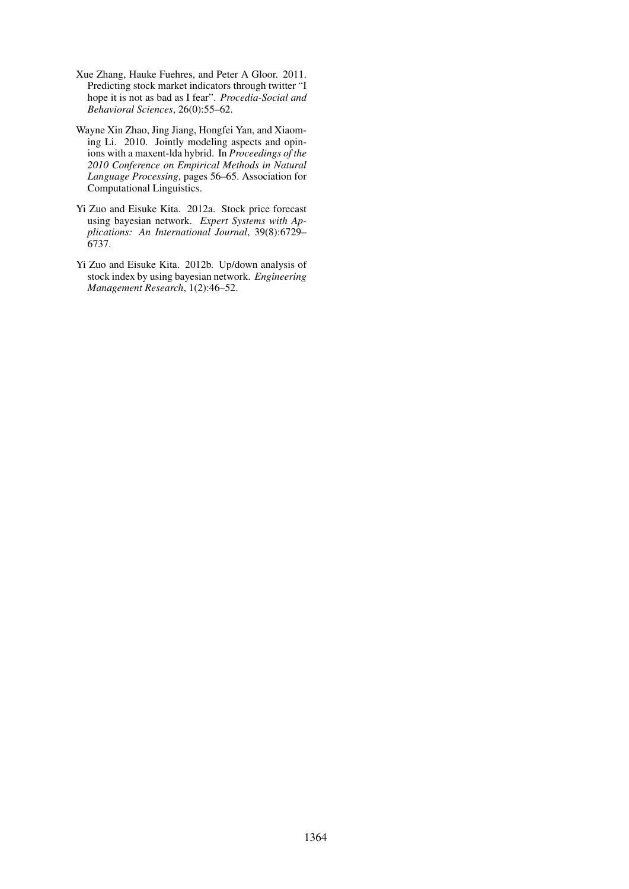Xue Zhang, Hauke Fuehres, and Peter A Gloor. 2011. Predicting stock market indicators through twitter "I hope it is not as bad as I fear". *Procedia-Social and Behavioral Sciences*, 26(0):55–62.

Wayne Xin Zhao, Jing Jiang, Hongfei Yan, and Xiaoming Li. 2010. Jointly modeling aspects and opinions with a maxent-lda hybrid. In *Proceedings of the 2010 Conference on Empirical Methods in Natural Language Processing*, pages 56–65. Association for Computational Linguistics.

Yi Zuo and Eisuke Kita. 2012a. Stock price forecast using bayesian network. *Expert Systems with Applications: An International Journal*, 39(8):6729–6737.

Yi Zuo and Eisuke Kita. 2012b. Up/down analysis of stock index by using bayesian network. *Engineering Management Research*, 1(2):46–52.